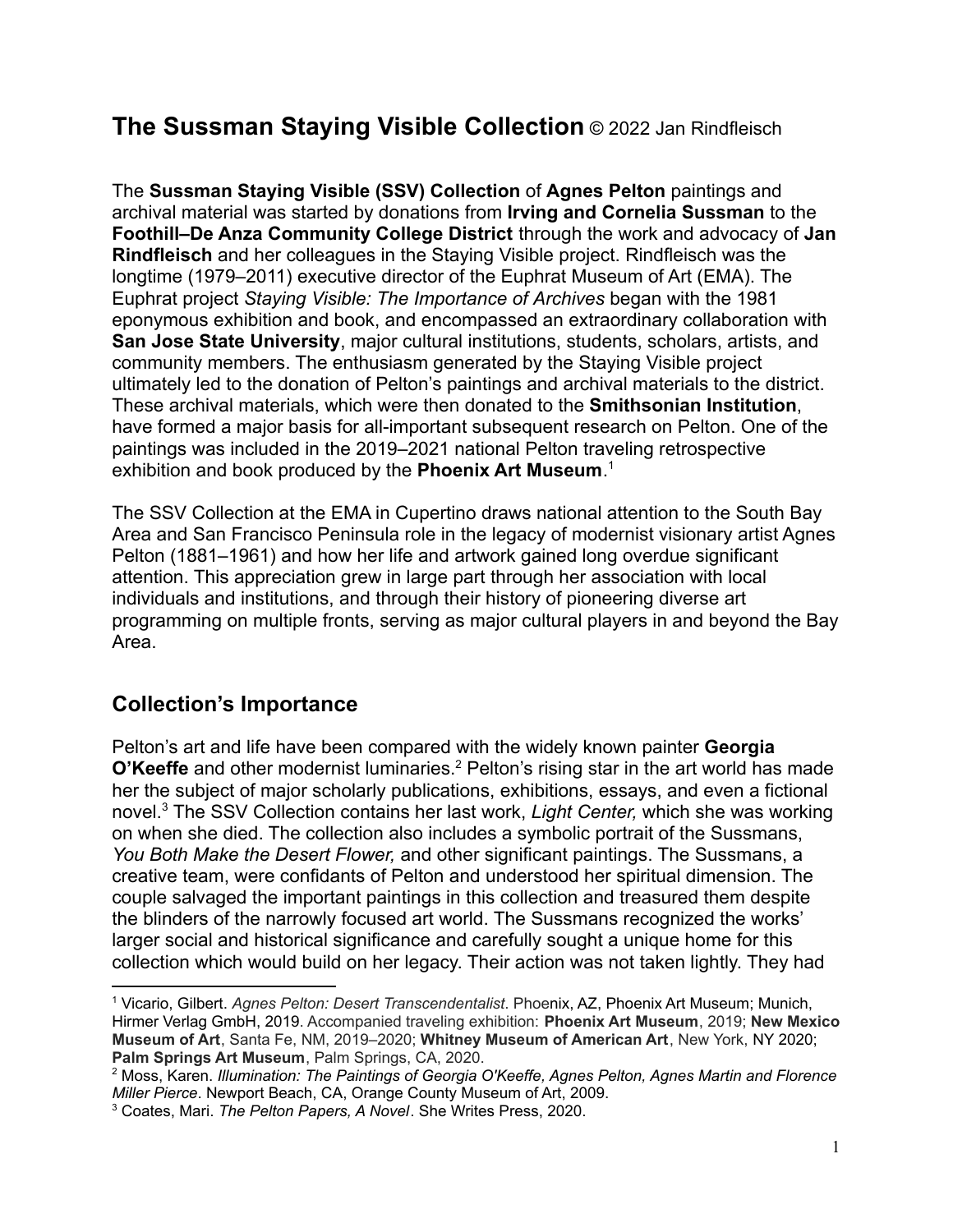# The Sussman Staying Visible Collection © 2022 Jan Rindfleisch

The **Sussman Staying Visible (SSV) Collection** of **Agnes Pelton** paintings and archival material was started by donations from **Irving and Cornelia Sussman** to the **Foothill–De Anza Community College District** through the work and advocacy of **Jan Rindfleisch** and her colleagues in the Staying Visible project. Rindfleisch was the longtime (1979–2011) executive director of the Euphrat Museum of Art (EMA). The Euphrat project *Staying Visible: The Importance of Archives* began with the 1981 eponymous exhibition and book, and encompassed an extraordinary collaboration with **San Jose State University**, major cultural institutions, students, scholars, artists, and community members. The enthusiasm generated by the Staying Visible project ultimately led to the donation of Pelton's paintings and archival materials to the district. These archival materials, which were then donated to the **Smithsonian Institution**, have formed a major basis for all-important subsequent research on Pelton. One of the paintings was included in the 2019–2021 national Pelton traveling retrospective exhibition and book produced by the **Phoenix Art Museum**.[1]

The SSV Collection at the EMA in Cupertino draws national attention to the South Bay Area and San Francisco Peninsula role in the legacy of modernist visionary artist Agnes Pelton (1881–1961) and how her life and artwork gained long overdue significant attention. This appreciation grew in large part through her association with local individuals and institutions, and through their history of pioneering diverse art programming on multiple fronts, serving as major cultural players in and beyond the Bay Area.

## Collection's Importance

Pelton's art and life have been compared with the widely known painter **Georgia O'Keeffe** and other modernist luminaries.[2] Pelton's rising star in the art world has made her the subject of major scholarly publications, exhibitions, essays, and even a fictional novel.[3] The SSV Collection contains her last work, *Light Center,* which she was working on when she died. The collection also includes a symbolic portrait of the Sussmans, *You Both Make the Desert Flower,* and other significant paintings. The Sussmans, a creative team, were confidants of Pelton and understood her spiritual dimension. The couple salvaged the important paintings in this collection and treasured them despite the blinders of the narrowly focused art world. The Sussmans recognized the works' larger social and historical significance and carefully sought a unique home for this collection which would build on her legacy. Their action was not taken lightly. They had

---

[1] Vicario, Gilbert. *Agnes Pelton: Desert Transcendentalist*. Phoenix, AZ, Phoenix Art Museum; Munich, Hirmer Verlag GmbH, 2019. Accompanied traveling exhibition: **Phoenix Art Museum**, 2019; **New Mexico Museum of Art**, Santa Fe, NM, 2019–2020; **Whitney Museum of American Art**, New York, NY 2020; **Palm Springs Art Museum**, Palm Springs, CA, 2020.

[2] Moss, Karen. *Illumination: The Paintings of Georgia O'Keeffe, Agnes Pelton, Agnes Martin and Florence Miller Pierce*. Newport Beach, CA, Orange County Museum of Art, 2009.

[3] Coates, Mari. *The Pelton Papers, A Novel*. She Writes Press, 2020.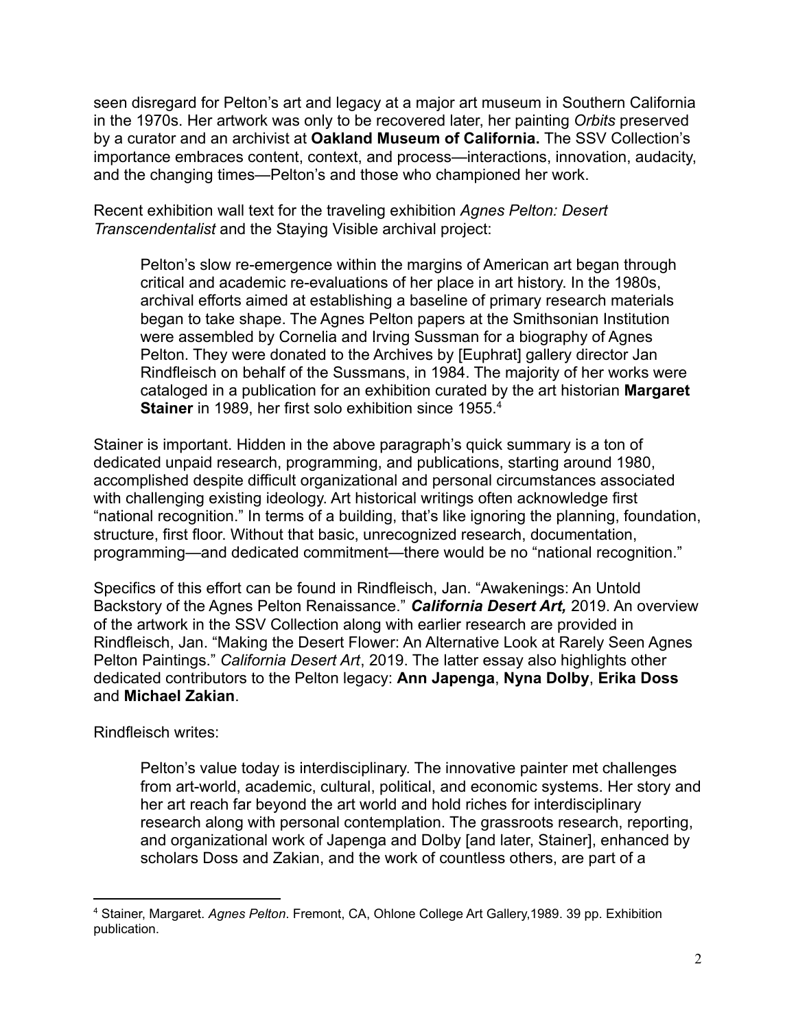seen disregard for Pelton's art and legacy at a major art museum in Southern California in the 1970s. Her artwork was only to be recovered later, her painting *Orbits* preserved by a curator and an archivist at **Oakland Museum of California.** The SSV Collection's importance embraces content, context, and process—interactions, innovation, audacity, and the changing times—Pelton's and those who championed her work.

Recent exhibition wall text for the traveling exhibition *Agnes Pelton: Desert Transcendentalist* and the Staying Visible archival project:

> Pelton's slow re-emergence within the margins of American art began through critical and academic re-evaluations of her place in art history. In the 1980s, archival efforts aimed at establishing a baseline of primary research materials began to take shape. The Agnes Pelton papers at the Smithsonian Institution were assembled by Cornelia and Irving Sussman for a biography of Agnes Pelton. They were donated to the Archives by [Euphrat] gallery director Jan Rindfleisch on behalf of the Sussmans, in 1984. The majority of her works were cataloged in a publication for an exhibition curated by the art historian **Margaret Stainer** in 1989, her first solo exhibition since 1955.[4]

Stainer is important. Hidden in the above paragraph's quick summary is a ton of dedicated unpaid research, programming, and publications, starting around 1980, accomplished despite difficult organizational and personal circumstances associated with challenging existing ideology. Art historical writings often acknowledge first "national recognition." In terms of a building, that's like ignoring the planning, foundation, structure, first floor. Without that basic, unrecognized research, documentation, programming—and dedicated commitment—there would be no "national recognition."

Specifics of this effort can be found in Rindfleisch, Jan. "Awakenings: An Untold Backstory of the Agnes Pelton Renaissance." ***California Desert Art,*** 2019. An overview of the artwork in the SSV Collection along with earlier research are provided in Rindfleisch, Jan. "Making the Desert Flower: An Alternative Look at Rarely Seen Agnes Pelton Paintings." *California Desert Art*, 2019. The latter essay also highlights other dedicated contributors to the Pelton legacy: **Ann Japenga**, **Nyna Dolby**, **Erika Doss** and **Michael Zakian**.

Rindfleisch writes:

> Pelton's value today is interdisciplinary. The innovative painter met challenges from art-world, academic, cultural, political, and economic systems. Her story and her art reach far beyond the art world and hold riches for interdisciplinary research along with personal contemplation. The grassroots research, reporting, and organizational work of Japenga and Dolby [and later, Stainer], enhanced by scholars Doss and Zakian, and the work of countless others, are part of a

---

[4] Stainer, Margaret. *Agnes Pelton*. Fremont, CA, Ohlone College Art Gallery,1989. 39 pp. Exhibition publication.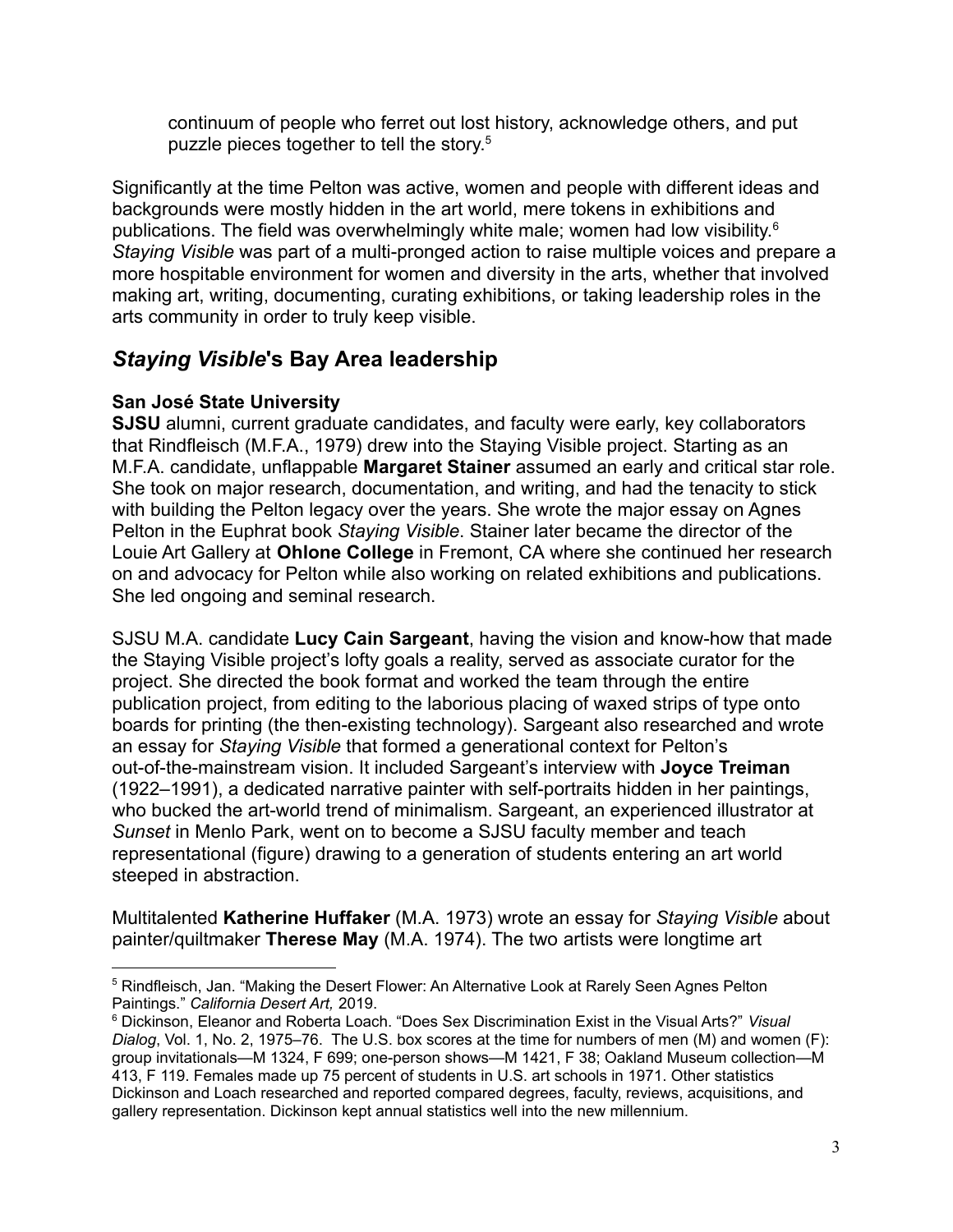continuum of people who ferret out lost history, acknowledge others, and put puzzle pieces together to tell the story.[5]

Significantly at the time Pelton was active, women and people with different ideas and backgrounds were mostly hidden in the art world, mere tokens in exhibitions and publications. The field was overwhelmingly white male; women had low visibility.[6] *Staying Visible* was part of a multi-pronged action to raise multiple voices and prepare a more hospitable environment for women and diversity in the arts, whether that involved making art, writing, documenting, curating exhibitions, or taking leadership roles in the arts community in order to truly keep visible.

## *Staying Visible*'s Bay Area leadership

**San José State University**

**SJSU** alumni, current graduate candidates, and faculty were early, key collaborators that Rindfleisch (M.F.A., 1979) drew into the Staying Visible project. Starting as an M.F.A. candidate, unflappable **Margaret Stainer** assumed an early and critical star role. She took on major research, documentation, and writing, and had the tenacity to stick with building the Pelton legacy over the years. She wrote the major essay on Agnes Pelton in the Euphrat book *Staying Visible*. Stainer later became the director of the Louie Art Gallery at **Ohlone College** in Fremont, CA where she continued her research on and advocacy for Pelton while also working on related exhibitions and publications. She led ongoing and seminal research.

SJSU M.A. candidate **Lucy Cain Sargeant**, having the vision and know-how that made the Staying Visible project's lofty goals a reality, served as associate curator for the project. She directed the book format and worked the team through the entire publication project, from editing to the laborious placing of waxed strips of type onto boards for printing (the then-existing technology). Sargeant also researched and wrote an essay for *Staying Visible* that formed a generational context for Pelton's out-of-the-mainstream vision. It included Sargeant's interview with **Joyce Treiman** (1922–1991), a dedicated narrative painter with self-portraits hidden in her paintings, who bucked the art-world trend of minimalism. Sargeant, an experienced illustrator at *Sunset* in Menlo Park, went on to become a SJSU faculty member and teach representational (figure) drawing to a generation of students entering an art world steeped in abstraction.

Multitalented **Katherine Huffaker** (M.A. 1973) wrote an essay for *Staying Visible* about painter/quiltmaker **Therese May** (M.A. 1974). The two artists were longtime art

---

[5] Rindfleisch, Jan. "Making the Desert Flower: An Alternative Look at Rarely Seen Agnes Pelton Paintings." *California Desert Art,* 2019.

[6] Dickinson, Eleanor and Roberta Loach. "Does Sex Discrimination Exist in the Visual Arts?" *Visual Dialog*, Vol. 1, No. 2, 1975–76. The U.S. box scores at the time for numbers of men (M) and women (F): group invitationals—M 1324, F 699; one-person shows—M 1421, F 38; Oakland Museum collection—M 413, F 119. Females made up 75 percent of students in U.S. art schools in 1971. Other statistics Dickinson and Loach researched and reported compared degrees, faculty, reviews, acquisitions, and gallery representation. Dickinson kept annual statistics well into the new millennium.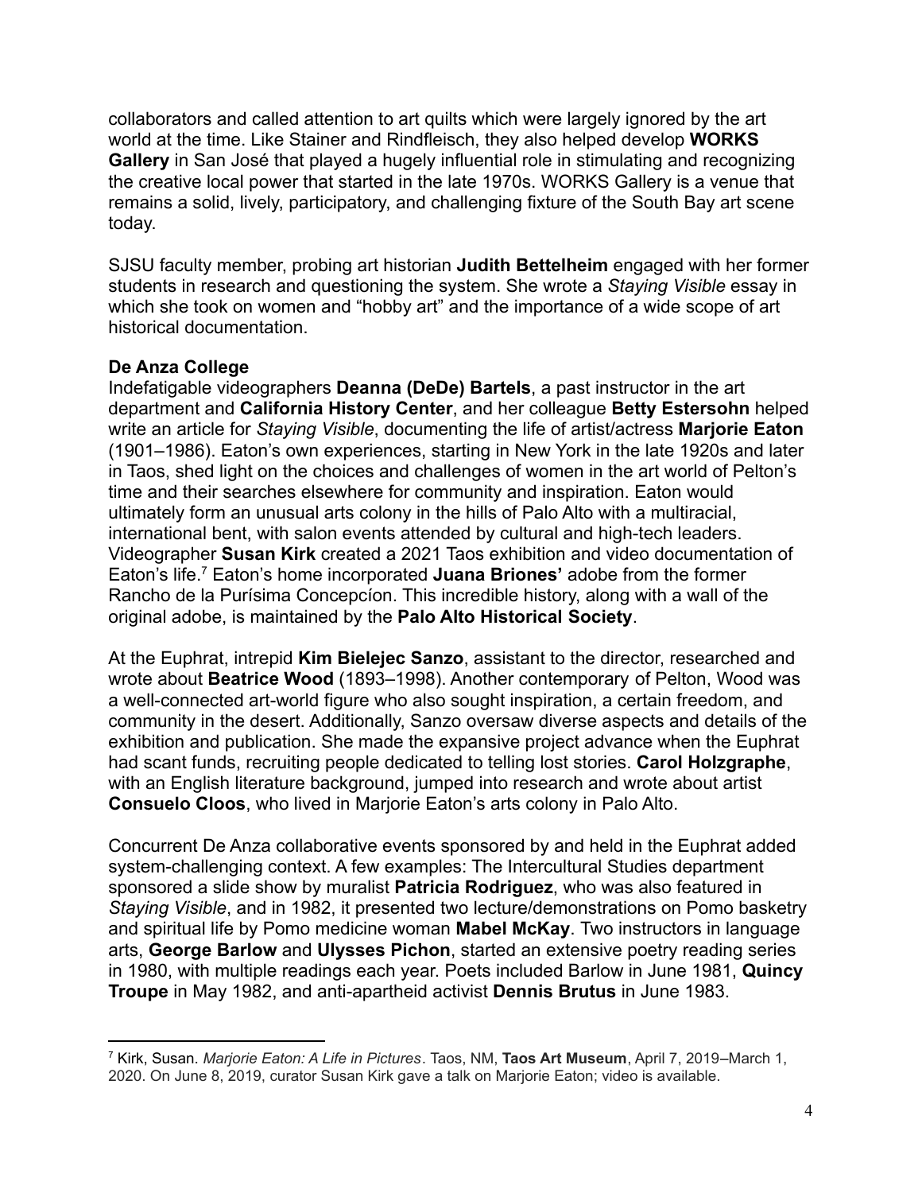collaborators and called attention to art quilts which were largely ignored by the art world at the time. Like Stainer and Rindfleisch, they also helped develop **WORKS Gallery** in San José that played a hugely influential role in stimulating and recognizing the creative local power that started in the late 1970s. WORKS Gallery is a venue that remains a solid, lively, participatory, and challenging fixture of the South Bay art scene today.

SJSU faculty member, probing art historian **Judith Bettelheim** engaged with her former students in research and questioning the system. She wrote a *Staying Visible* essay in which she took on women and "hobby art" and the importance of a wide scope of art historical documentation.

**De Anza College**

Indefatigable videographers **Deanna (DeDe) Bartels**, a past instructor in the art department and **California History Center**, and her colleague **Betty Estersohn** helped write an article for *Staying Visible*, documenting the life of artist/actress **Marjorie Eaton** (1901–1986). Eaton's own experiences, starting in New York in the late 1920s and later in Taos, shed light on the choices and challenges of women in the art world of Pelton's time and their searches elsewhere for community and inspiration. Eaton would ultimately form an unusual arts colony in the hills of Palo Alto with a multiracial, international bent, with salon events attended by cultural and high-tech leaders. Videographer **Susan Kirk** created a 2021 Taos exhibition and video documentation of Eaton's life.[7] Eaton's home incorporated **Juana Briones'** adobe from the former Rancho de la Purísima Concepcíon. This incredible history, along with a wall of the original adobe, is maintained by the **Palo Alto Historical Society**.

At the Euphrat, intrepid **Kim Bielejec Sanzo**, assistant to the director, researched and wrote about **Beatrice Wood** (1893–1998). Another contemporary of Pelton, Wood was a well-connected art-world figure who also sought inspiration, a certain freedom, and community in the desert. Additionally, Sanzo oversaw diverse aspects and details of the exhibition and publication. She made the expansive project advance when the Euphrat had scant funds, recruiting people dedicated to telling lost stories. **Carol Holzgraphe**, with an English literature background, jumped into research and wrote about artist **Consuelo Cloos**, who lived in Marjorie Eaton's arts colony in Palo Alto.

Concurrent De Anza collaborative events sponsored by and held in the Euphrat added system-challenging context. A few examples: The Intercultural Studies department sponsored a slide show by muralist **Patricia Rodriguez**, who was also featured in *Staying Visible*, and in 1982, it presented two lecture/demonstrations on Pomo basketry and spiritual life by Pomo medicine woman **Mabel McKay**. Two instructors in language arts, **George Barlow** and **Ulysses Pichon**, started an extensive poetry reading series in 1980, with multiple readings each year. Poets included Barlow in June 1981, **Quincy Troupe** in May 1982, and anti-apartheid activist **Dennis Brutus** in June 1983.

[7] Kirk, Susan. *Marjorie Eaton: A Life in Pictures*. Taos, NM, **Taos Art Museum**, April 7, 2019–March 1, 2020. On June 8, 2019, curator Susan Kirk gave a talk on Marjorie Eaton; video is available.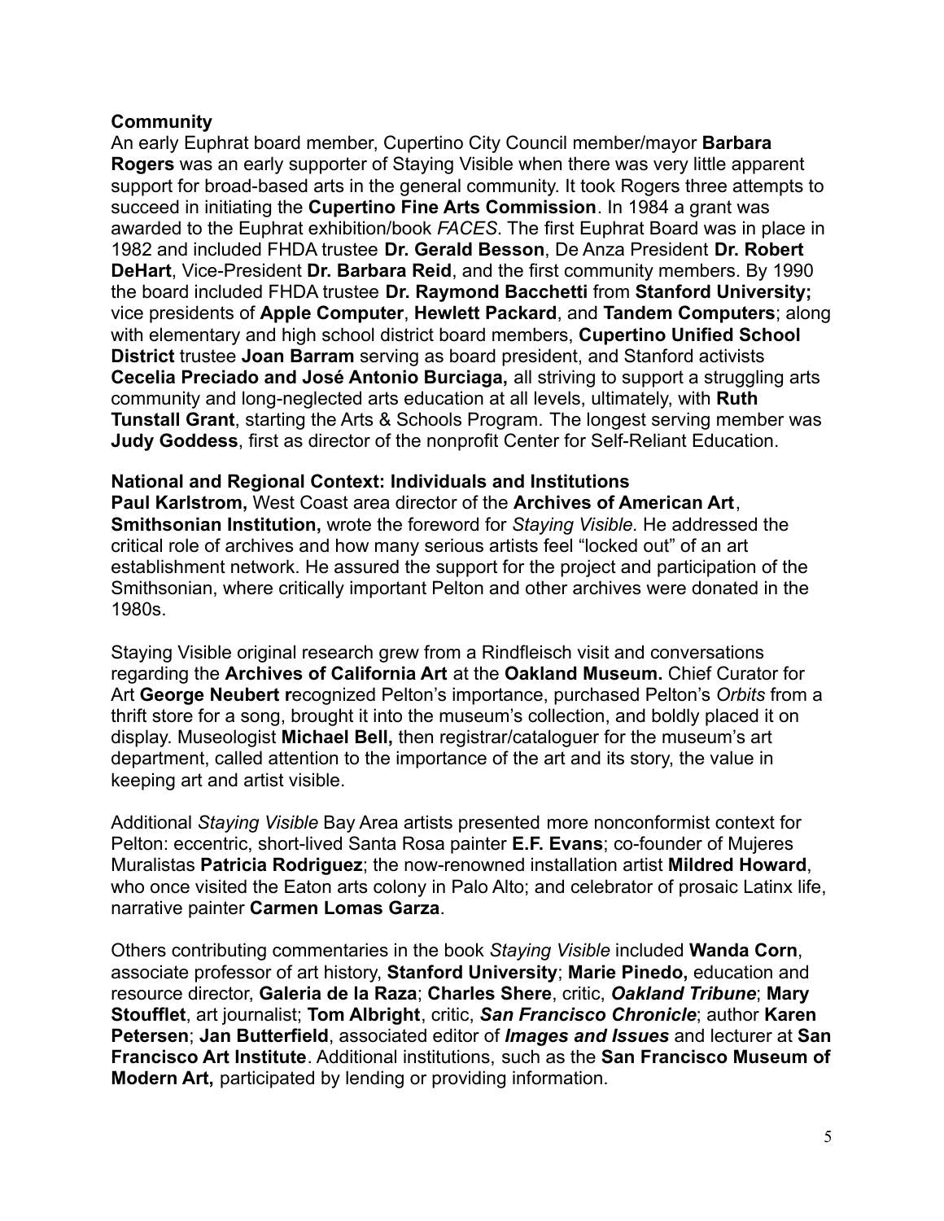**Community**

An early Euphrat board member, Cupertino City Council member/mayor **Barbara Rogers** was an early supporter of Staying Visible when there was very little apparent support for broad-based arts in the general community. It took Rogers three attempts to succeed in initiating the **Cupertino Fine Arts Commission**. In 1984 a grant was awarded to the Euphrat exhibition/book *FACES*. The first Euphrat Board was in place in 1982 and included FHDA trustee **Dr. Gerald Besson**, De Anza President **Dr. Robert DeHart**, Vice-President **Dr. Barbara Reid**, and the first community members. By 1990 the board included FHDA trustee **Dr. Raymond Bacchetti** from **Stanford University;** vice presidents of **Apple Computer**, **Hewlett Packard**, and **Tandem Computers**; along with elementary and high school district board members, **Cupertino Unified School District** trustee **Joan Barram** serving as board president, and Stanford activists **Cecelia Preciado and José Antonio Burciaga,** all striving to support a struggling arts community and long-neglected arts education at all levels, ultimately, with **Ruth Tunstall Grant**, starting the Arts & Schools Program. The longest serving member was **Judy Goddess**, first as director of the nonprofit Center for Self-Reliant Education.

**National and Regional Context: Individuals and Institutions**

**Paul Karlstrom,** West Coast area director of the **Archives of American Art**, **Smithsonian Institution,** wrote the foreword for *Staying Visible.* He addressed the critical role of archives and how many serious artists feel "locked out" of an art establishment network. He assured the support for the project and participation of the Smithsonian, where critically important Pelton and other archives were donated in the 1980s.

Staying Visible original research grew from a Rindfleisch visit and conversations regarding the **Archives of California Art** at the **Oakland Museum.** Chief Curator for Art **George Neubert r**ecognized Pelton's importance, purchased Pelton's *Orbits* from a thrift store for a song, brought it into the museum's collection, and boldly placed it on display. Museologist **Michael Bell,** then registrar/cataloguer for the museum's art department, called attention to the importance of the art and its story, the value in keeping art and artist visible.

Additional *Staying Visible* Bay Area artists presented more nonconformist context for Pelton: eccentric, short-lived Santa Rosa painter **E.F. Evans**; co-founder of Mujeres Muralistas **Patricia Rodriguez**; the now-renowned installation artist **Mildred Howard**, who once visited the Eaton arts colony in Palo Alto; and celebrator of prosaic Latinx life, narrative painter **Carmen Lomas Garza**.

Others contributing commentaries in the book *Staying Visible* included **Wanda Corn**, associate professor of art history, **Stanford University**; **Marie Pinedo,** education and resource director, **Galeria de la Raza**; **Charles Shere**, critic, ***Oakland Tribune***; **Mary Stoufflet**, art journalist; **Tom Albright**, critic, ***San Francisco Chronicle***; author **Karen Petersen**; **Jan Butterfield**, associated editor of ***Images and Issues*** and lecturer at **San Francisco Art Institute**. Additional institutions, such as the **San Francisco Museum of Modern Art,** participated by lending or providing information.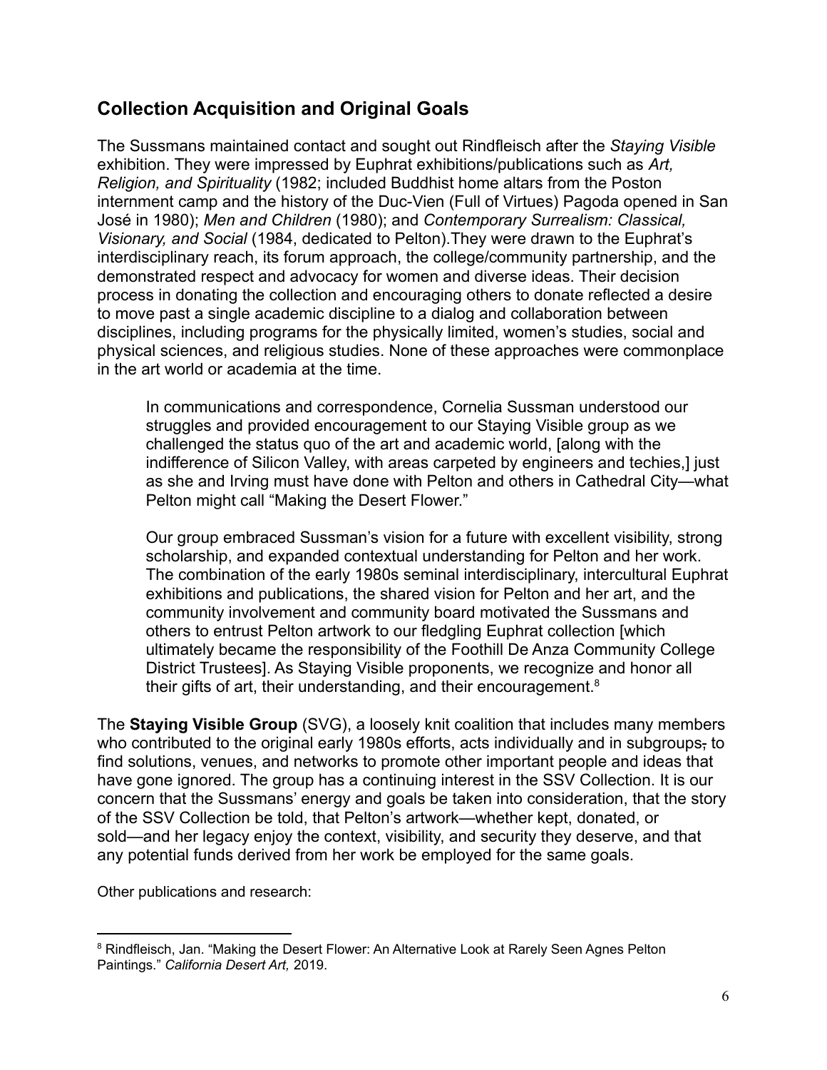## Collection Acquisition and Original Goals

The Sussmans maintained contact and sought out Rindfleisch after the *Staying Visible* exhibition. They were impressed by Euphrat exhibitions/publications such as *Art, Religion, and Spirituality* (1982; included Buddhist home altars from the Poston internment camp and the history of the Duc-Vien (Full of Virtues) Pagoda opened in San José in 1980); *Men and Children* (1980); and *Contemporary Surrealism: Classical, Visionary, and Social* (1984, dedicated to Pelton).They were drawn to the Euphrat's interdisciplinary reach, its forum approach, the college/community partnership, and the demonstrated respect and advocacy for women and diverse ideas. Their decision process in donating the collection and encouraging others to donate reflected a desire to move past a single academic discipline to a dialog and collaboration between disciplines, including programs for the physically limited, women's studies, social and physical sciences, and religious studies. None of these approaches were commonplace in the art world or academia at the time.

> In communications and correspondence, Cornelia Sussman understood our struggles and provided encouragement to our Staying Visible group as we challenged the status quo of the art and academic world, [along with the indifference of Silicon Valley, with areas carpeted by engineers and techies,] just as she and Irving must have done with Pelton and others in Cathedral City—what Pelton might call "Making the Desert Flower."
>
> Our group embraced Sussman's vision for a future with excellent visibility, strong scholarship, and expanded contextual understanding for Pelton and her work. The combination of the early 1980s seminal interdisciplinary, intercultural Euphrat exhibitions and publications, the shared vision for Pelton and her art, and the community involvement and community board motivated the Sussmans and others to entrust Pelton artwork to our fledgling Euphrat collection [which ultimately became the responsibility of the Foothill De Anza Community College District Trustees]. As Staying Visible proponents, we recognize and honor all their gifts of art, their understanding, and their encouragement.[8]

The **Staying Visible Group** (SVG), a loosely knit coalition that includes many members who contributed to the original early 1980s efforts, acts individually and in subgroups~~,~~ to find solutions, venues, and networks to promote other important people and ideas that have gone ignored. The group has a continuing interest in the SSV Collection. It is our concern that the Sussmans' energy and goals be taken into consideration, that the story of the SSV Collection be told, that Pelton's artwork—whether kept, donated, or sold—and her legacy enjoy the context, visibility, and security they deserve, and that any potential funds derived from her work be employed for the same goals.

Other publications and research:

---

[8] Rindfleisch, Jan. "Making the Desert Flower: An Alternative Look at Rarely Seen Agnes Pelton Paintings." *California Desert Art,* 2019.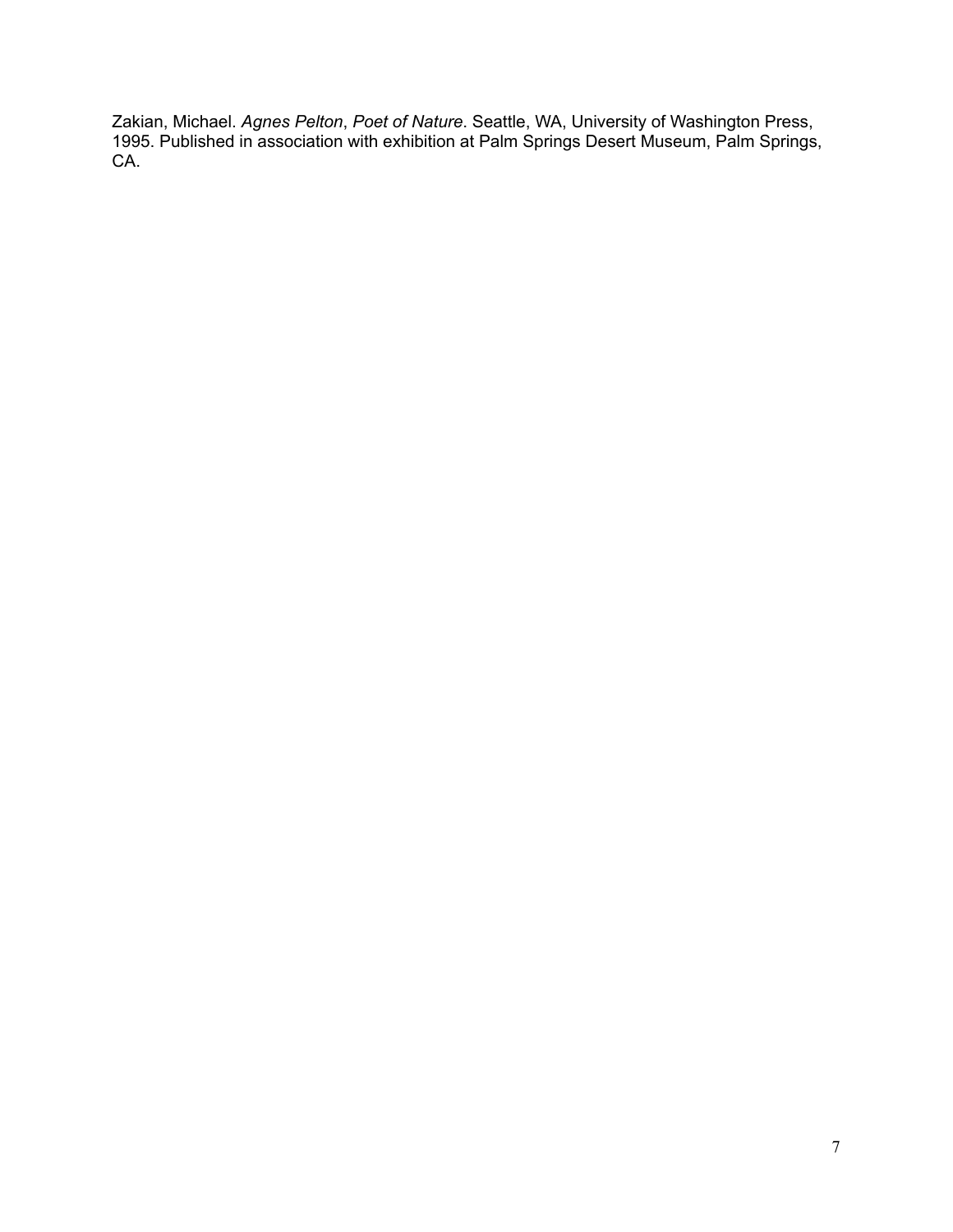Zakian, Michael. *Agnes Pelton*, *Poet of Nature*. Seattle, WA, University of Washington Press, 1995. Published in association with exhibition at Palm Springs Desert Museum, Palm Springs, CA.